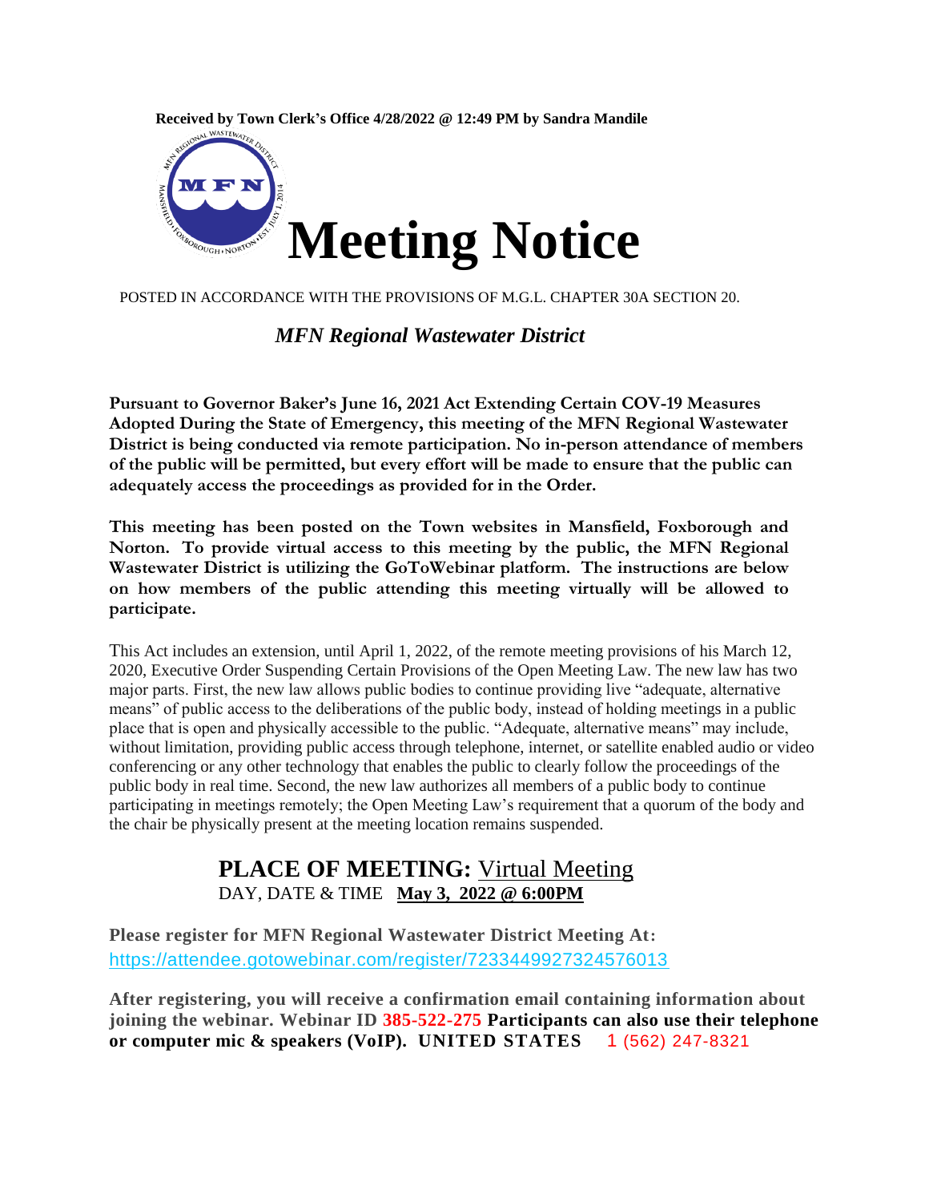**Received by Town Clerk's Office 4/28/2022 @ 12:49 PM by Sandra Mandile**

# Meeting Notice

POSTED IN ACCORDANCE WITH THE PROVISIONS OF M.G.L. CHAPTER 30A SECTION 20.

***MFN Regional Wastewater District***

**Pursuant to Governor Baker's June 16, 2021 Act Extending Certain COV-19 Measures Adopted During the State of Emergency, this meeting of the MFN Regional Wastewater District is being conducted via remote participation. No in-person attendance of members of the public will be permitted, but every effort will be made to ensure that the public can adequately access the proceedings as provided for in the Order.**

**This meeting has been posted on the Town websites in Mansfield, Foxborough and Norton. To provide virtual access to this meeting by the public, the MFN Regional Wastewater District is utilizing the GoToWebinar platform. The instructions are below on how members of the public attending this meeting virtually will be allowed to participate.**

This Act includes an extension, until April 1, 2022, of the remote meeting provisions of his March 12, 2020, Executive Order Suspending Certain Provisions of the Open Meeting Law. The new law has two major parts. First, the new law allows public bodies to continue providing live "adequate, alternative means" of public access to the deliberations of the public body, instead of holding meetings in a public place that is open and physically accessible to the public. "Adequate, alternative means" may include, without limitation, providing public access through telephone, internet, or satellite enabled audio or video conferencing or any other technology that enables the public to clearly follow the proceedings of the public body in real time. Second, the new law authorizes all members of a public body to continue participating in meetings remotely; the Open Meeting Law's requirement that a quorum of the body and the chair be physically present at the meeting location remains suspended.

**PLACE OF MEETING:** Virtual Meeting
DAY, DATE & TIME **May 3, 2022 @ 6:00PM**

**Please register for MFN Regional Wastewater District Meeting At:**
https://attendee.gotowebinar.com/register/7233449927324576013

**After registering, you will receive a confirmation email containing information about joining the webinar. Webinar ID 385-522-275 Participants can also use their telephone or computer mic & speakers (VoIP). UNITED STATES** 1 (562) 247-8321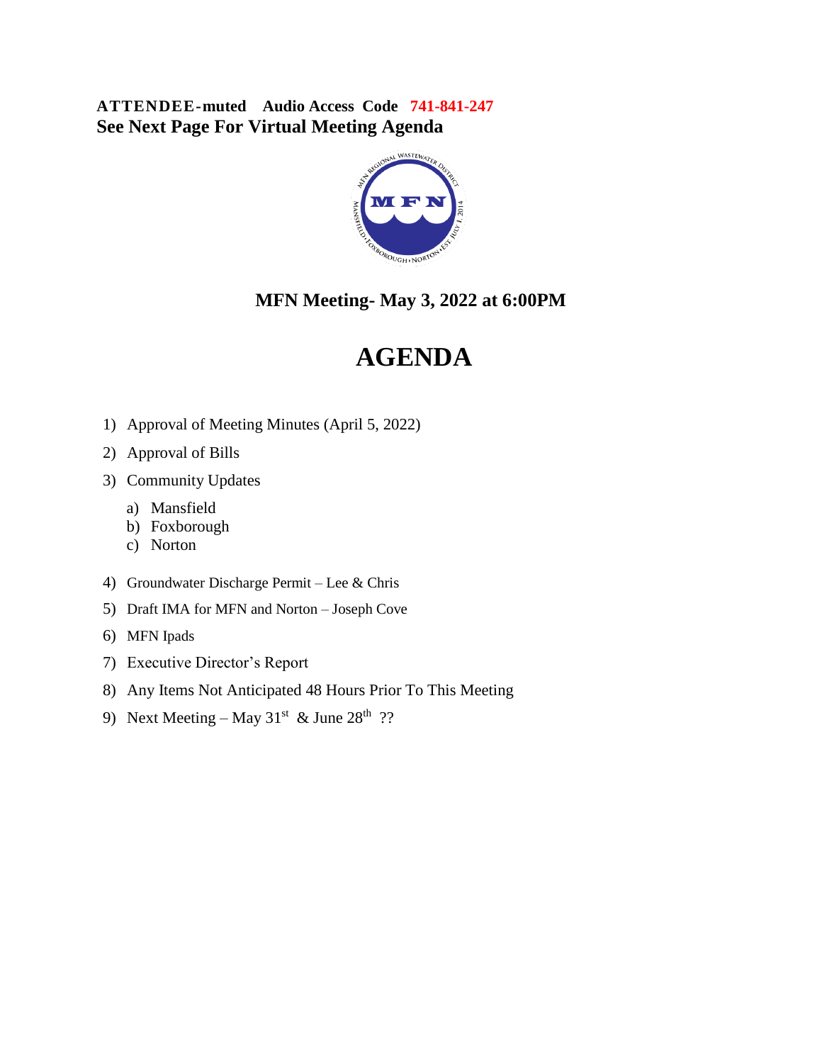**ATTENDEE-muted Audio Access Code 741-841-247**
**See Next Page For Virtual Meeting Agenda**

**MFN Meeting- May 3, 2022 at 6:00PM**

# AGENDA

1) Approval of Meeting Minutes (April 5, 2022)
2) Approval of Bills
3) Community Updates
   a) Mansfield
   b) Foxborough
   c) Norton
4) Groundwater Discharge Permit – Lee & Chris
5) Draft IMA for MFN and Norton – Joseph Cove
6) MFN Ipads
7) Executive Director's Report
8) Any Items Not Anticipated 48 Hours Prior To This Meeting
9) Next Meeting – May 31st & June 28th ??